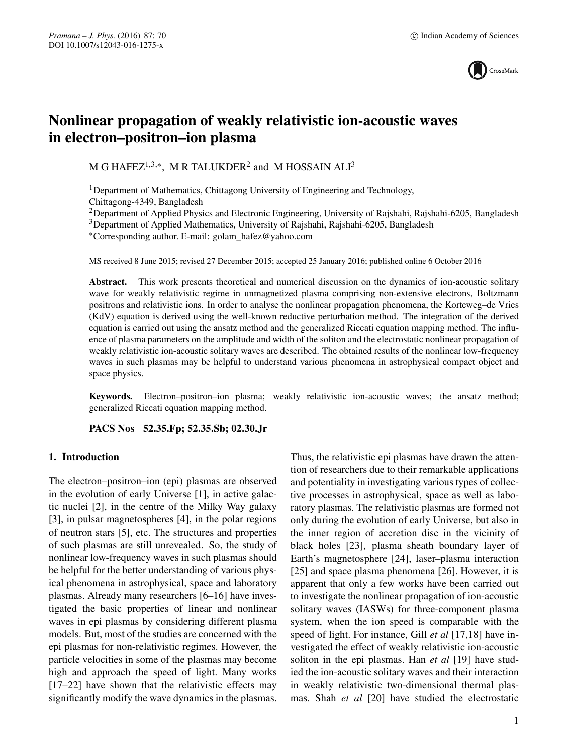# Nonlinear propagation of weakly relativistic ion-acoustic waves in electron–positron–ion plasma

M G HAFEZ[1,3,*], M R TALUKDER[2] and M HOSSAIN ALI[3]

[1] Department of Mathematics, Chittagong University of Engineering and Technology, Chittagong-4349, Bangladesh
[2] Department of Applied Physics and Electronic Engineering, University of Rajshahi, Rajshahi-6205, Bangladesh
[3] Department of Applied Mathematics, University of Rajshahi, Rajshahi-6205, Bangladesh
[*] Corresponding author. E-mail: golam_hafez@yahoo.com

MS received 8 June 2015; revised 27 December 2015; accepted 25 January 2016; published online 6 October 2016

**Abstract.** This work presents theoretical and numerical discussion on the dynamics of ion-acoustic solitary wave for weakly relativistic regime in unmagnetized plasma comprising non-extensive electrons, Boltzmann positrons and relativistic ions. In order to analyse the nonlinear propagation phenomena, the Korteweg–de Vries (KdV) equation is derived using the well-known reductive perturbation method. The integration of the derived equation is carried out using the ansatz method and the generalized Riccati equation mapping method. The influence of plasma parameters on the amplitude and width of the soliton and the electrostatic nonlinear propagation of weakly relativistic ion-acoustic solitary waves are described. The obtained results of the nonlinear low-frequency waves in such plasmas may be helpful to understand various phenomena in astrophysical compact object and space physics.

**Keywords.** Electron–positron–ion plasma; weakly relativistic ion-acoustic waves; the ansatz method; generalized Riccati equation mapping method.

**PACS Nos** 52.35.Fp; 52.35.Sb; 02.30.Jr

## 1. Introduction

The electron–positron–ion (epi) plasmas are observed in the evolution of early Universe [1], in active galactic nuclei [2], in the centre of the Milky Way galaxy [3], in pulsar magnetospheres [4], in the polar regions of neutron stars [5], etc. The structures and properties of such plasmas are still unrevealed. So, the study of nonlinear low-frequency waves in such plasmas should be helpful for the better understanding of various physical phenomena in astrophysical, space and laboratory plasmas. Already many researchers [6–16] have investigated the basic properties of linear and nonlinear waves in epi plasmas by considering different plasma models. But, most of the studies are concerned with the epi plasmas for non-relativistic regimes. However, the particle velocities in some of the plasmas may become high and approach the speed of light. Many works [17–22] have shown that the relativistic effects may significantly modify the wave dynamics in the plasmas. Thus, the relativistic epi plasmas have drawn the attention of researchers due to their remarkable applications and potentiality in investigating various types of collective processes in astrophysical, space as well as laboratory plasmas. The relativistic plasmas are formed not only during the evolution of early Universe, but also in the inner region of accretion disc in the vicinity of black holes [23], plasma sheath boundary layer of Earth's magnetosphere [24], laser–plasma interaction [25] and space plasma phenomena [26]. However, it is apparent that only a few works have been carried out to investigate the nonlinear propagation of ion-acoustic solitary waves (IASWs) for three-component plasma system, when the ion speed is comparable with the speed of light. For instance, Gill *et al* [17,18] have investigated the effect of weakly relativistic ion-acoustic soliton in the epi plasmas. Han *et al* [19] have studied the ion-acoustic solitary waves and their interaction in weakly relativistic two-dimensional thermal plasmas. Shah *et al* [20] have studied the electrostatic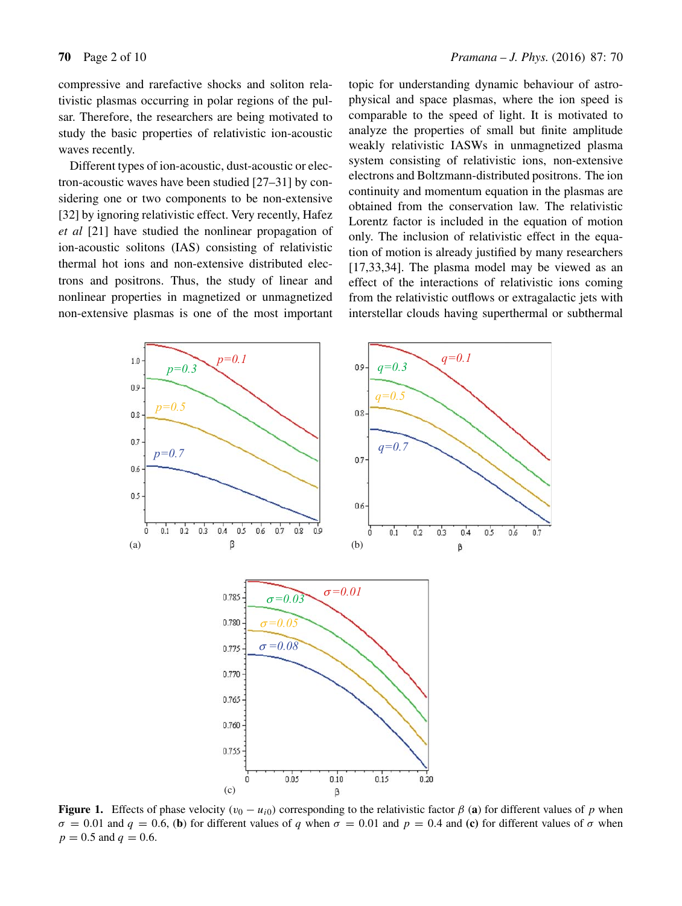compressive and rarefactive shocks and soliton relativistic plasmas occurring in polar regions of the pulsar. Therefore, the researchers are being motivated to study the basic properties of relativistic ion-acoustic waves recently.

Different types of ion-acoustic, dust-acoustic or electron-acoustic waves have been studied [27–31] by considering one or two components to be non-extensive [32] by ignoring relativistic effect. Very recently, Hafez *et al* [21] have studied the nonlinear propagation of ion-acoustic solitons (IAS) consisting of relativistic thermal hot ions and non-extensive distributed electrons and positrons. Thus, the study of linear and nonlinear properties in magnetized or unmagnetized non-extensive plasmas is one of the most important topic for understanding dynamic behaviour of astrophysical and space plasmas, where the ion speed is comparable to the speed of light. It is motivated to analyze the properties of small but finite amplitude weakly relativistic IASWs in unmagnetized plasma system consisting of relativistic ions, non-extensive electrons and Boltzmann-distributed positrons. The ion continuity and momentum equation in the plasmas are obtained from the conservation law. The relativistic Lorentz factor is included in the equation of motion only. The inclusion of relativistic effect in the equation of motion is already justified by many researchers [17,33,34]. The plasma model may be viewed as an effect of the interactions of relativistic ions coming from the relativistic outflows or extragalactic jets with interstellar clouds having superthermal or subthermal

**Figure 1.** Effects of phase velocity ($v_0 - u_{i0}$) corresponding to the relativistic factor $\beta$ (**a**) for different values of $p$ when $\sigma = 0.01$ and $q = 0.6$, (**b**) for different values of $q$ when $\sigma = 0.01$ and $p = 0.4$ and **(c)** for different values of $\sigma$ when $p = 0.5$ and $q = 0.6$.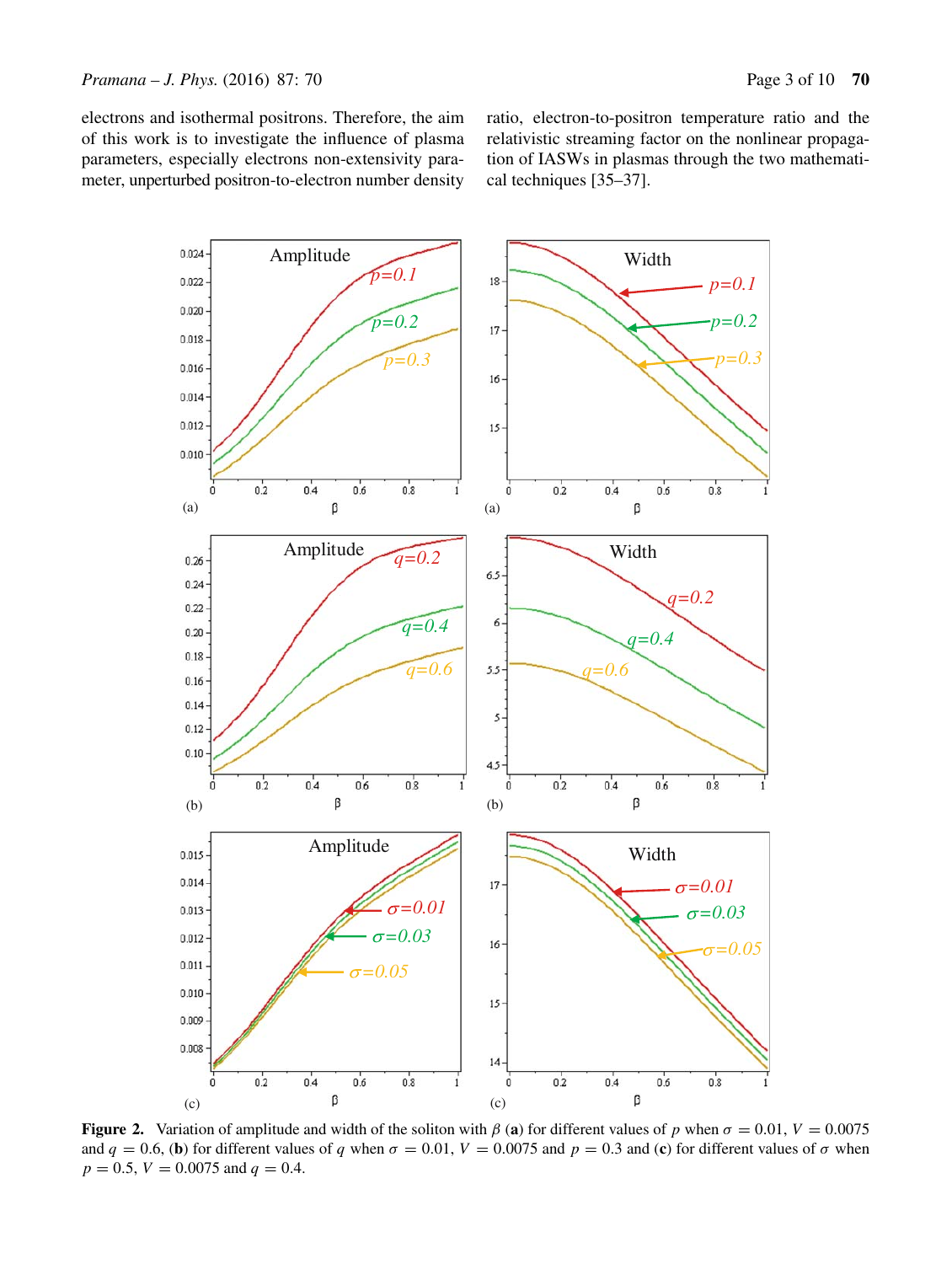electrons and isothermal positrons. Therefore, the aim of this work is to investigate the influence of plasma parameters, especially electrons non-extensivity parameter, unperturbed positron-to-electron number density ratio, electron-to-positron temperature ratio and the relativistic streaming factor on the nonlinear propagation of IASWs in plasmas through the two mathematical techniques [35–37].

**Figure 2.** Variation of amplitude and width of the soliton with $\beta$ (**a**) for different values of $p$ when $\sigma = 0.01$, $V = 0.0075$ and $q = 0.6$, (**b**) for different values of $q$ when $\sigma = 0.01$, $V = 0.0075$ and $p = 0.3$ and (**c**) for different values of $\sigma$ when $p = 0.5$, $V = 0.0075$ and $q = 0.4$.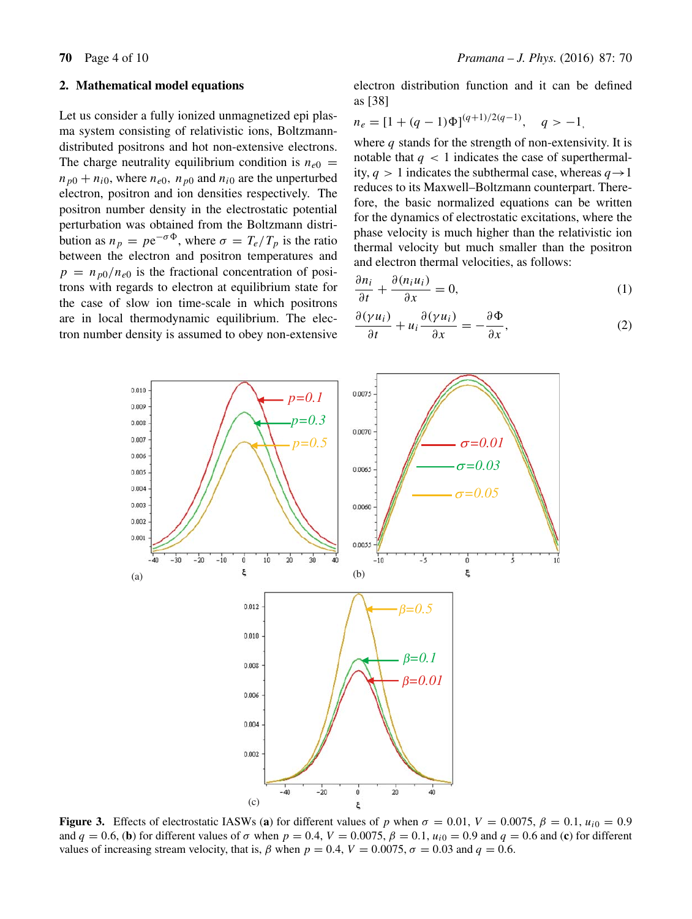## 2. Mathematical model equations

Let us consider a fully ionized unmagnetized epi plasma system consisting of relativistic ions, Boltzmann-distributed positrons and hot non-extensive electrons. The charge neutrality equilibrium condition is $n_{e0} = n_{p0} + n_{i0}$, where $n_{e0}$, $n_{p0}$ and $n_{i0}$ are the unperturbed electron, positron and ion densities respectively. The positron number density in the electrostatic potential perturbation was obtained from the Boltzmann distribution as $n_p = p\mathrm{e}^{-\sigma\Phi}$, where $\sigma = T_e/T_p$ is the ratio between the electron and positron temperatures and $p = n_{p0}/n_{e0}$ is the fractional concentration of positrons with regards to electron at equilibrium state for the case of slow ion time-scale in which positrons are in local thermodynamic equilibrium. The electron number density is assumed to obey non-extensive electron distribution function and it can be defined as [38]

$$n_e = [1 + (q-1)\Phi]^{(q+1)/2(q-1)}, \quad q > -1,$$

where $q$ stands for the strength of non-extensivity. It is notable that $q < 1$ indicates the case of superthermality, $q > 1$ indicates the subthermal case, whereas $q \to 1$ reduces to its Maxwell–Boltzmann counterpart. Therefore, the basic normalized equations can be written for the dynamics of electrostatic excitations, where the phase velocity is much higher than the relativistic ion thermal velocity but much smaller than the positron and electron thermal velocities, as follows:

$$\frac{\partial n_i}{\partial t} + \frac{\partial(n_i u_i)}{\partial x} = 0, \tag{1}$$

$$\frac{\partial(\gamma u_i)}{\partial t} + u_i\frac{\partial(\gamma u_i)}{\partial x} = -\frac{\partial\Phi}{\partial x}, \tag{2}$$

**Figure 3.** Effects of electrostatic IASWs (**a**) for different values of $p$ when $\sigma = 0.01$, $V = 0.0075$, $\beta = 0.1$, $u_{i0} = 0.9$ and $q = 0.6$, (**b**) for different values of $\sigma$ when $p = 0.4$, $V = 0.0075$, $\beta = 0.1$, $u_{i0} = 0.9$ and $q = 0.6$ and (**c**) for different values of increasing stream velocity, that is, $\beta$ when $p = 0.4$, $V = 0.0075$, $\sigma = 0.03$ and $q = 0.6$.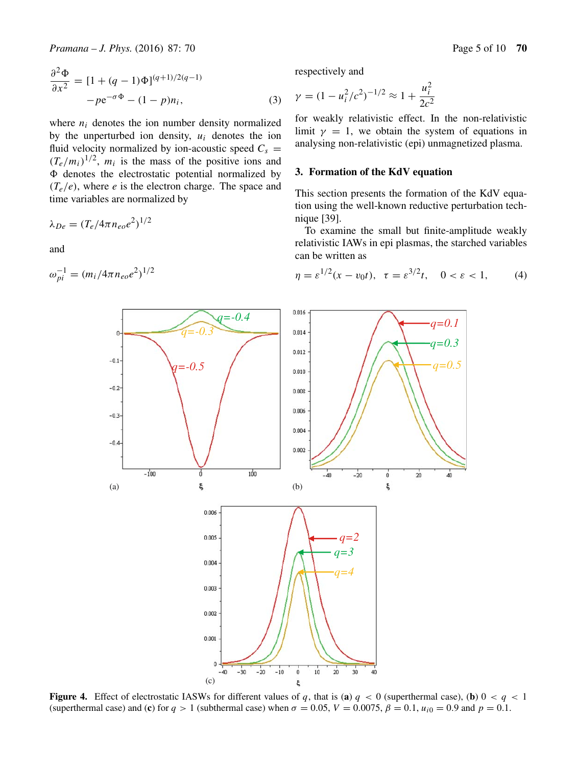$$\frac{\partial^2 \Phi}{\partial x^2} = [1 + (q-1)\Phi]^{(q+1)/2(q-1)} - pe^{-\sigma\Phi} - (1-p)n_i, \tag{3}$$

where $n_i$ denotes the ion number density normalized by the unperturbed ion density, $u_i$ denotes the ion fluid velocity normalized by ion-acoustic speed $C_s = (T_e/m_i)^{1/2}$, $m_i$ is the mass of the positive ions and $\Phi$ denotes the electrostatic potential normalized by $(T_e/e)$, where $e$ is the electron charge. The space and time variables are normalized by

$$\lambda_{De} = (T_e/4\pi n_{eo}e^2)^{1/2}$$

and

$$\omega_{pi}^{-1} = (m_i/4\pi n_{eo}e^2)^{1/2}$$

respectively and

$$\gamma = (1 - u_i^2/c^2)^{-1/2} \approx 1 + \frac{u_i^2}{2c^2}$$

for weakly relativistic effect. In the non-relativistic limit $\gamma = 1$, we obtain the system of equations in analysing non-relativistic (epi) unmagnetized plasma.

## 3. Formation of the KdV equation

This section presents the formation of the KdV equation using the well-known reductive perturbation technique [39].

To examine the small but finite-amplitude weakly relativistic IAWs in epi plasmas, the starched variables can be written as

$$\eta = \varepsilon^{1/2}(x - v_0 t), \quad \tau = \varepsilon^{3/2} t, \quad 0 < \varepsilon < 1, \tag{4}$$

**Figure 4.** Effect of electrostatic IASWs for different values of $q$, that is (**a**) $q < 0$ (superthermal case), (**b**) $0 < q < 1$ (superthermal case) and (**c**) for $q > 1$ (subthermal case) when $\sigma = 0.05$, $V = 0.0075$, $\beta = 0.1$, $u_{i0} = 0.9$ and $p = 0.1$.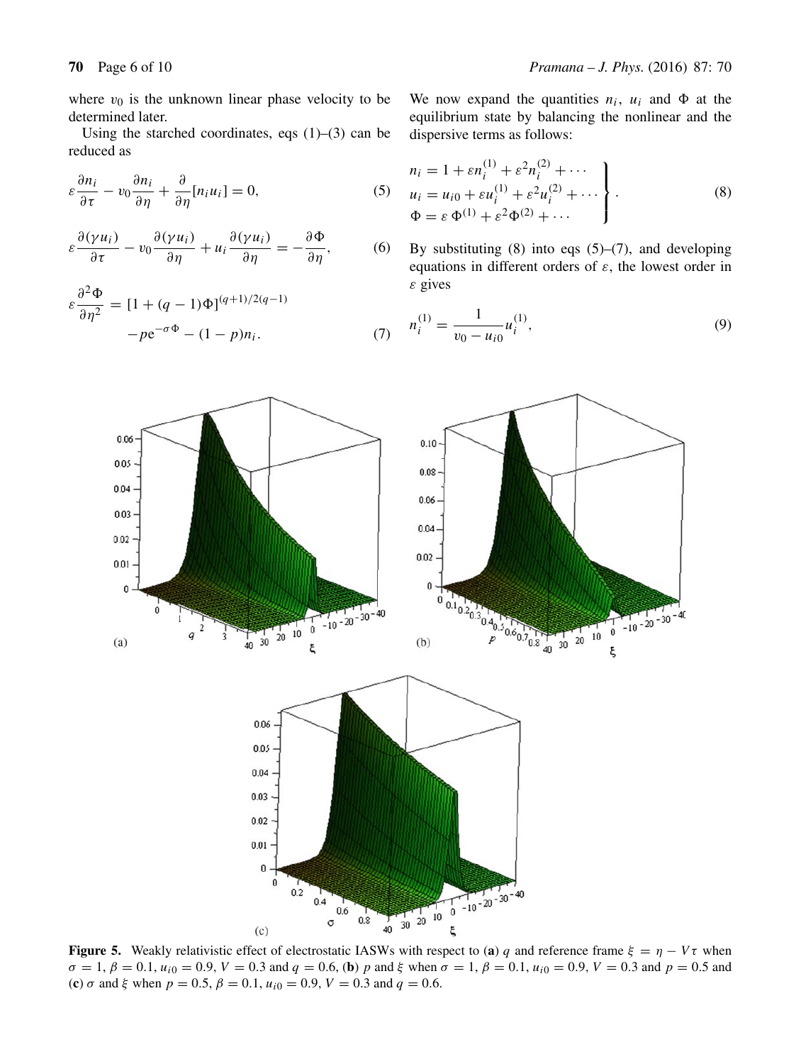where $v_0$ is the unknown linear phase velocity to be determined later.

Using the starched coordinates, eqs (1)–(3) can be reduced as

$$\varepsilon \frac{\partial n_i}{\partial \tau} - v_0 \frac{\partial n_i}{\partial \eta} + \frac{\partial}{\partial \eta}[n_i u_i] = 0, \tag{5}$$

$$\varepsilon \frac{\partial (\gamma u_i)}{\partial \tau} - v_0 \frac{\partial (\gamma u_i)}{\partial \eta} + u_i \frac{\partial (\gamma u_i)}{\partial \eta} = -\frac{\partial \Phi}{\partial \eta}, \tag{6}$$

$$\varepsilon \frac{\partial^2 \Phi}{\partial \eta^2} = [1 + (q-1)\Phi]^{(q+1)/2(q-1)} - p\mathrm{e}^{-\sigma \Phi} - (1-p) n_i. \tag{7}$$

We now expand the quantities $n_i$, $u_i$ and $\Phi$ at the equilibrium state by balancing the nonlinear and the dispersive terms as follows:

$$\left.\begin{aligned} n_i &= 1 + \varepsilon n_i^{(1)} + \varepsilon^2 n_i^{(2)} + \cdots \\ u_i &= u_{i0} + \varepsilon u_i^{(1)} + \varepsilon^2 u_i^{(2)} + \cdots \\ \Phi &= \varepsilon\, \Phi^{(1)} + \varepsilon^2 \Phi^{(2)} + \cdots \end{aligned}\right\}. \tag{8}$$

By substituting (8) into eqs (5)–(7), and developing equations in different orders of $\varepsilon$, the lowest order in $\varepsilon$ gives

$$n_i^{(1)} = \frac{1}{v_0 - u_{i0}} u_i^{(1)}, \tag{9}$$

**Figure 5.** Weakly relativistic effect of electrostatic IASWs with respect to (**a**) $q$ and reference frame $\xi = \eta - V\tau$ when $\sigma = 1$, $\beta = 0.1$, $u_{i0} = 0.9$, $V = 0.3$ and $q = 0.6$, (**b**) $p$ and $\xi$ when $\sigma = 1$, $\beta = 0.1$, $u_{i0} = 0.9$, $V = 0.3$ and $p = 0.5$ and (**c**) $\sigma$ and $\xi$ when $p = 0.5$, $\beta = 0.1$, $u_{i0} = 0.9$, $V = 0.3$ and $q = 0.6$.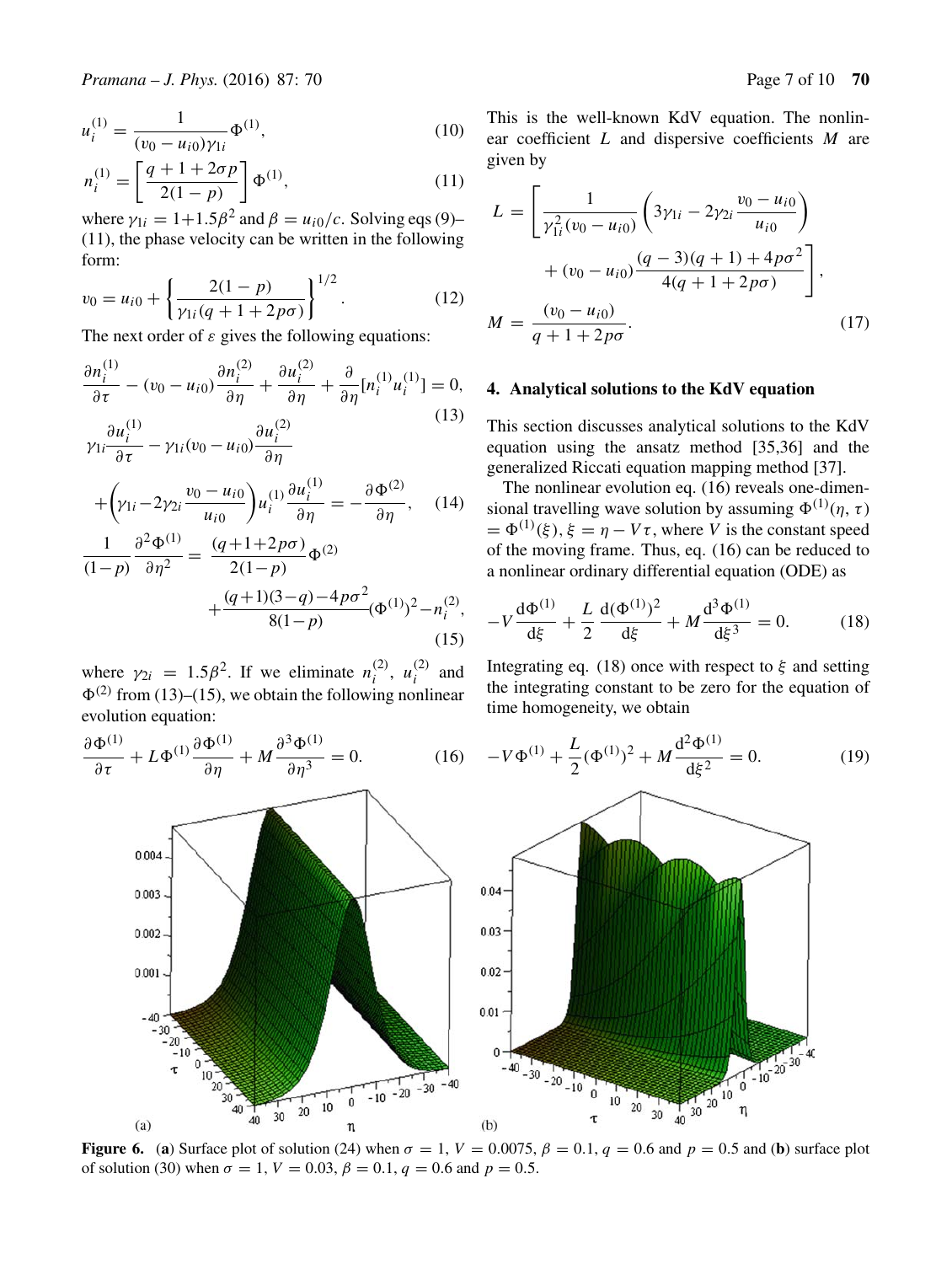$$u_i^{(1)} = \frac{1}{(v_0 - u_{i0})\gamma_{1i}} \Phi^{(1)}, \tag{10}$$

$$n_i^{(1)} = \left[\frac{q+1+2\sigma p}{2(1-p)}\right] \Phi^{(1)}, \tag{11}$$

where $\gamma_{1i} = 1+1.5\beta^2$ and $\beta = u_{i0}/c$. Solving eqs (9)–(11), the phase velocity can be written in the following form:

$$v_0 = u_{i0} + \left\{\frac{2(1-p)}{\gamma_{1i}(q+1+2p\sigma)}\right\}^{1/2}. \tag{12}$$

The next order of $\varepsilon$ gives the following equations:

$$\frac{\partial n_i^{(1)}}{\partial \tau} - (v_0 - u_{i0})\frac{\partial n_i^{(2)}}{\partial \eta} + \frac{\partial u_i^{(2)}}{\partial \eta} + \frac{\partial}{\partial \eta}[n_i^{(1)} u_i^{(1)}] = 0, \tag{13}$$

$$\gamma_{1i}\frac{\partial u_i^{(1)}}{\partial \tau} - \gamma_{1i}(v_0 - u_{i0})\frac{\partial u_i^{(2)}}{\partial \eta} + \left(\gamma_{1i} - 2\gamma_{2i}\frac{v_0 - u_{i0}}{u_{i0}}\right) u_i^{(1)} \frac{\partial u_i^{(1)}}{\partial \eta} = -\frac{\partial \Phi^{(2)}}{\partial \eta}, \tag{14}$$

$$\frac{1}{(1-p)}\frac{\partial^2 \Phi^{(1)}}{\partial \eta^2} = \frac{(q+1+2p\sigma)}{2(1-p)}\Phi^{(2)} + \frac{(q+1)(3-q)-4p\sigma^2}{8(1-p)}(\Phi^{(1)})^2 - n_i^{(2)}, \tag{15}$$

where $\gamma_{2i} = 1.5\beta^2$. If we eliminate $n_i^{(2)}$, $u_i^{(2)}$ and $\Phi^{(2)}$ from (13)–(15), we obtain the following nonlinear evolution equation:

$$\frac{\partial \Phi^{(1)}}{\partial \tau} + L\Phi^{(1)}\frac{\partial \Phi^{(1)}}{\partial \eta} + M\frac{\partial^3 \Phi^{(1)}}{\partial \eta^3} = 0. \tag{16}$$

This is the well-known KdV equation. The nonlinear coefficient $L$ and dispersive coefficients $M$ are given by

$$L = \left[\frac{1}{\gamma_{1i}^2(v_0 - u_{i0})}\left(3\gamma_{1i} - 2\gamma_{2i}\frac{v_0 - u_{i0}}{u_{i0}}\right) + (v_0 - u_{i0})\frac{(q-3)(q+1)+4p\sigma^2}{4(q+1+2p\sigma)}\right],$$

$$M = \frac{(v_0 - u_{i0})}{q+1+2p\sigma}. \tag{17}$$

## 4. Analytical solutions to the KdV equation

This section discusses analytical solutions to the KdV equation using the ansatz method [35,36] and the generalized Riccati equation mapping method [37].

The nonlinear evolution eq. (16) reveals one-dimensional travelling wave solution by assuming $\Phi^{(1)}(\eta, \tau) = \Phi^{(1)}(\xi)$, $\xi = \eta - V\tau$, where $V$ is the constant speed of the moving frame. Thus, eq. (16) can be reduced to a nonlinear ordinary differential equation (ODE) as

$$-V\frac{d\Phi^{(1)}}{d\xi} + \frac{L}{2}\frac{d(\Phi^{(1)})^2}{d\xi} + M\frac{d^3\Phi^{(1)}}{d\xi^3} = 0. \tag{18}$$

Integrating eq. (18) once with respect to $\xi$ and setting the integrating constant to be zero for the equation of time homogeneity, we obtain

$$-V\Phi^{(1)} + \frac{L}{2}(\Phi^{(1)})^2 + M\frac{d^2\Phi^{(1)}}{d\xi^2} = 0. \tag{19}$$

**Figure 6.** (**a**) Surface plot of solution (24) when $\sigma = 1$, $V = 0.0075$, $\beta = 0.1$, $q = 0.6$ and $p = 0.5$ and (**b**) surface plot of solution (30) when $\sigma = 1$, $V = 0.03$, $\beta = 0.1$, $q = 0.6$ and $p = 0.5$.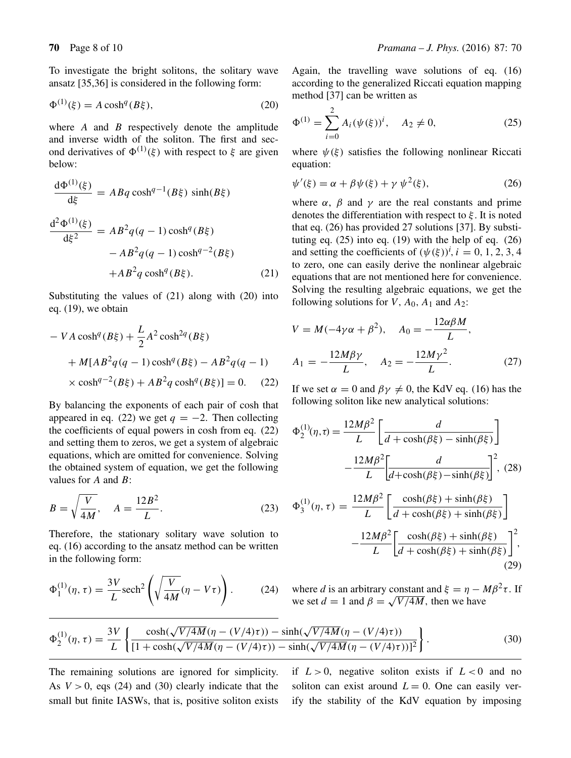To investigate the bright solitons, the solitary wave ansatz [35,36] is considered in the following form:

$$\Phi^{(1)}(\xi) = A\cosh^q(B\xi), \tag{20}$$

where $A$ and $B$ respectively denote the amplitude and inverse width of the soliton. The first and second derivatives of $\Phi^{(1)}(\xi)$ with respect to $\xi$ are given below:

$$\frac{\mathrm{d}\Phi^{(1)}(\xi)}{\mathrm{d}\xi} = ABq\cosh^{q-1}(B\xi)\,\sinh(B\xi)$$

$$\begin{aligned}\frac{\mathrm{d}^2\Phi^{(1)}(\xi)}{\mathrm{d}\xi^2} &= AB^2q(q-1)\cosh^q(B\xi)\\ &\quad - AB^2q(q-1)\cosh^{q-2}(B\xi)\\ &\quad + AB^2q\cosh^q(B\xi).\end{aligned} \tag{21}$$

Substituting the values of (21) along with (20) into eq. (19), we obtain

$$\begin{aligned}&-VA\cosh^q(B\xi) + \frac{L}{2}A^2\cosh^{2q}(B\xi)\\ &\quad + M[AB^2q(q-1)\cosh^q(B\xi) - AB^2q(q-1)\\ &\quad \times\cosh^{q-2}(B\xi) + AB^2q\cosh^q(B\xi)] = 0.\end{aligned} \tag{22}$$

By balancing the exponents of each pair of cosh that appeared in eq. (22) we get $q=-2$. Then collecting the coefficients of equal powers in cosh from eq. (22) and setting them to zeros, we get a system of algebraic equations, which are omitted for convenience. Solving the obtained system of equation, we get the following values for $A$ and $B$:

$$B = \sqrt{\frac{V}{4M}},\quad A = \frac{12B^2}{L}. \tag{23}$$

Therefore, the stationary solitary wave solution to eq. (16) according to the ansatz method can be written in the following form:

$$\Phi_1^{(1)}(\eta,\tau) = \frac{3V}{L}\mathrm{sech}^2\left(\sqrt{\frac{V}{4M}}(\eta - V\tau)\right). \tag{24}$$

Again, the travelling wave solutions of eq. (16) according to the generalized Riccati equation mapping method [37] can be written as

$$\Phi^{(1)} = \sum_{i=0}^{2} A_i(\psi(\xi))^i,\quad A_2 \neq 0, \tag{25}$$

where $\psi(\xi)$ satisfies the following nonlinear Riccati equation:

$$\psi'(\xi) = \alpha + \beta\psi(\xi) + \gamma\,\psi^2(\xi), \tag{26}$$

where $\alpha$, $\beta$ and $\gamma$ are the real constants and prime denotes the differentiation with respect to $\xi$. It is noted that eq. (26) has provided 27 solutions [37]. By substituting eq. (25) into eq. (19) with the help of eq. (26) and setting the coefficients of $(\psi(\xi))^i, i = 0,1,2,3,4$ to zero, one can easily derive the nonlinear algebraic equations that are not mentioned here for convenience. Solving the resulting algebraic equations, we get the following solutions for $V$, $A_0$, $A_1$ and $A_2$:

$$\begin{aligned}&V = M(-4\gamma\alpha + \beta^2),\quad A_0 = -\frac{12\alpha\beta M}{L},\\ &A_1 = -\frac{12M\beta\gamma}{L},\quad A_2 = -\frac{12M\gamma^2}{L}.\end{aligned} \tag{27}$$

If we set $\alpha = 0$ and $\beta\gamma \neq 0$, the KdV eq. (16) has the following soliton like new analytical solutions:

$$\begin{aligned}\Phi_2^{(1)}(\eta,\tau) &= \frac{12M\beta^2}{L}\left[\frac{d}{d+\cosh(\beta\xi)-\sinh(\beta\xi)}\right]\\ &\quad -\frac{12M\beta^2}{L}\left[\frac{d}{d+\cosh(\beta\xi)-\sinh(\beta\xi)}\right]^2,\end{aligned} \tag{28}$$

$$\begin{aligned}\Phi_3^{(1)}(\eta,\tau) &= \frac{12M\beta^2}{L}\left[\frac{\cosh(\beta\xi)+\sinh(\beta\xi)}{d+\cosh(\beta\xi)+\sinh(\beta\xi)}\right]\\ &\quad -\frac{12M\beta^2}{L}\left[\frac{\cosh(\beta\xi)+\sinh(\beta\xi)}{d+\cosh(\beta\xi)+\sinh(\beta\xi)}\right]^2,\end{aligned} \tag{29}$$

where $d$ is an arbitrary constant and $\xi = \eta - M\beta^2\tau$. If we set $d = 1$ and $\beta = \sqrt{V/4M}$, then we have

$$\Phi_2^{(1)}(\eta,\tau) = \frac{3V}{L}\left\{\frac{\cosh(\sqrt{V/4M}(\eta-(V/4)\tau)) - \sinh(\sqrt{V/4M}(\eta-(V/4)\tau))}{[1+\cosh(\sqrt{V/4M}(\eta-(V/4)\tau)) - \sinh(\sqrt{V/4M}(\eta-(V/4)\tau))]^2}\right\}. \tag{30}$$

The remaining solutions are ignored for simplicity. As $V > 0$, eqs (24) and (30) clearly indicate that the small but finite IASWs, that is, positive soliton exists if $L > 0$, negative soliton exists if $L < 0$ and no soliton can exist around $L = 0$. One can easily verify the stability of the KdV equation by imposing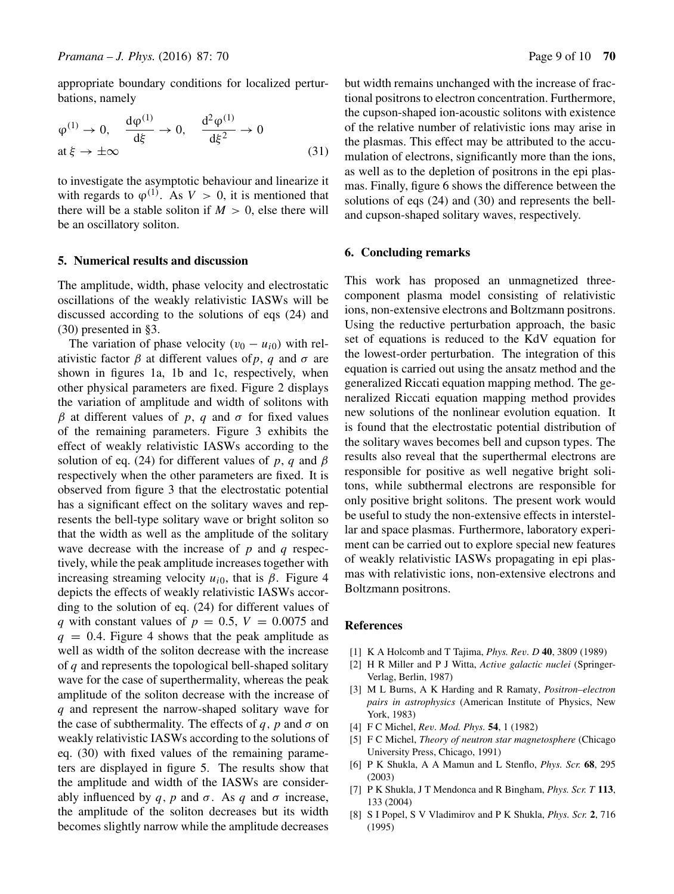appropriate boundary conditions for localized perturbations, namely

$$\varphi^{(1)} \to 0, \quad \frac{d\varphi^{(1)}}{d\xi} \to 0, \quad \frac{d^2\varphi^{(1)}}{d\xi^2} \to 0$$
$$\text{at } \xi \to \pm\infty \tag{31}$$

to investigate the asymptotic behaviour and linearize it with regards to $\varphi^{(1)}$. As $V > 0$, it is mentioned that there will be a stable soliton if $M > 0$, else there will be an oscillatory soliton.

## 5. Numerical results and discussion

The amplitude, width, phase velocity and electrostatic oscillations of the weakly relativistic IASWs will be discussed according to the solutions of eqs (24) and (30) presented in §3.

The variation of phase velocity $(v_0 - u_{i0})$ with relativistic factor $\beta$ at different values of $p$, $q$ and $\sigma$ are shown in figures 1a, 1b and 1c, respectively, when other physical parameters are fixed. Figure 2 displays the variation of amplitude and width of solitons with $\beta$ at different values of $p$, $q$ and $\sigma$ for fixed values of the remaining parameters. Figure 3 exhibits the effect of weakly relativistic IASWs according to the solution of eq. (24) for different values of $p$, $q$ and $\beta$ respectively when the other parameters are fixed. It is observed from figure 3 that the electrostatic potential has a significant effect on the solitary waves and represents the bell-type solitary wave or bright soliton so that the width as well as the amplitude of the solitary wave decrease with the increase of $p$ and $q$ respectively, while the peak amplitude increases together with increasing streaming velocity $u_{i0}$, that is $\beta$. Figure 4 depicts the effects of weakly relativistic IASWs according to the solution of eq. (24) for different values of $q$ with constant values of $p = 0.5$, $V = 0.0075$ and $q = 0.4$. Figure 4 shows that the peak amplitude as well as width of the soliton decrease with the increase of $q$ and represents the topological bell-shaped solitary wave for the case of superthermality, whereas the peak amplitude of the soliton decrease with the increase of $q$ and represent the narrow-shaped solitary wave for the case of subthermality. The effects of $q$, $p$ and $\sigma$ on weakly relativistic IASWs according to the solutions of eq. (30) with fixed values of the remaining parameters are displayed in figure 5. The results show that the amplitude and width of the IASWs are considerably influenced by $q$, $p$ and $\sigma$. As $q$ and $\sigma$ increase, the amplitude of the soliton decreases but its width becomes slightly narrow while the amplitude decreases but width remains unchanged with the increase of fractional positrons to electron concentration. Furthermore, the cupson-shaped ion-acoustic solitons with existence of the relative number of relativistic ions may arise in the plasmas. This effect may be attributed to the accumulation of electrons, significantly more than the ions, as well as to the depletion of positrons in the epi plasmas. Finally, figure 6 shows the difference between the solutions of eqs (24) and (30) and represents the bell- and cupson-shaped solitary waves, respectively.

## 6. Concluding remarks

This work has proposed an unmagnetized three-component plasma model consisting of relativistic ions, non-extensive electrons and Boltzmann positrons. Using the reductive perturbation approach, the basic set of equations is reduced to the KdV equation for the lowest-order perturbation. The integration of this equation is carried out using the ansatz method and the generalized Riccati equation mapping method. The generalized Riccati equation mapping method provides new solutions of the nonlinear evolution equation. It is found that the electrostatic potential distribution of the solitary waves becomes bell and cupson types. The results also reveal that the superthermal electrons are responsible for positive as well negative bright solitons, while subthermal electrons are responsible for only positive bright solitons. The present work would be useful to study the non-extensive effects in interstellar and space plasmas. Furthermore, laboratory experiment can be carried out to explore special new features of weakly relativistic IASWs propagating in epi plasmas with relativistic ions, non-extensive electrons and Boltzmann positrons.

## References

[1] K A Holcomb and T Tajima, *Phys. Rev. D* **40**, 3809 (1989)

[2] H R Miller and P J Witta, *Active galactic nuclei* (Springer-Verlag, Berlin, 1987)

[3] M L Burns, A K Harding and R Ramaty, *Positron–electron pairs in astrophysics* (American Institute of Physics, New York, 1983)

[4] F C Michel, *Rev. Mod. Phys.* **54**, 1 (1982)

[5] F C Michel, *Theory of neutron star magnetosphere* (Chicago University Press, Chicago, 1991)

[6] P K Shukla, A A Mamun and L Stenflo, *Phys. Scr.* **68**, 295 (2003)

[7] P K Shukla, J T Mendonca and R Bingham, *Phys. Scr. T* **113**, 133 (2004)

[8] S I Popel, S V Vladimirov and P K Shukla, *Phys. Scr.* **2**, 716 (1995)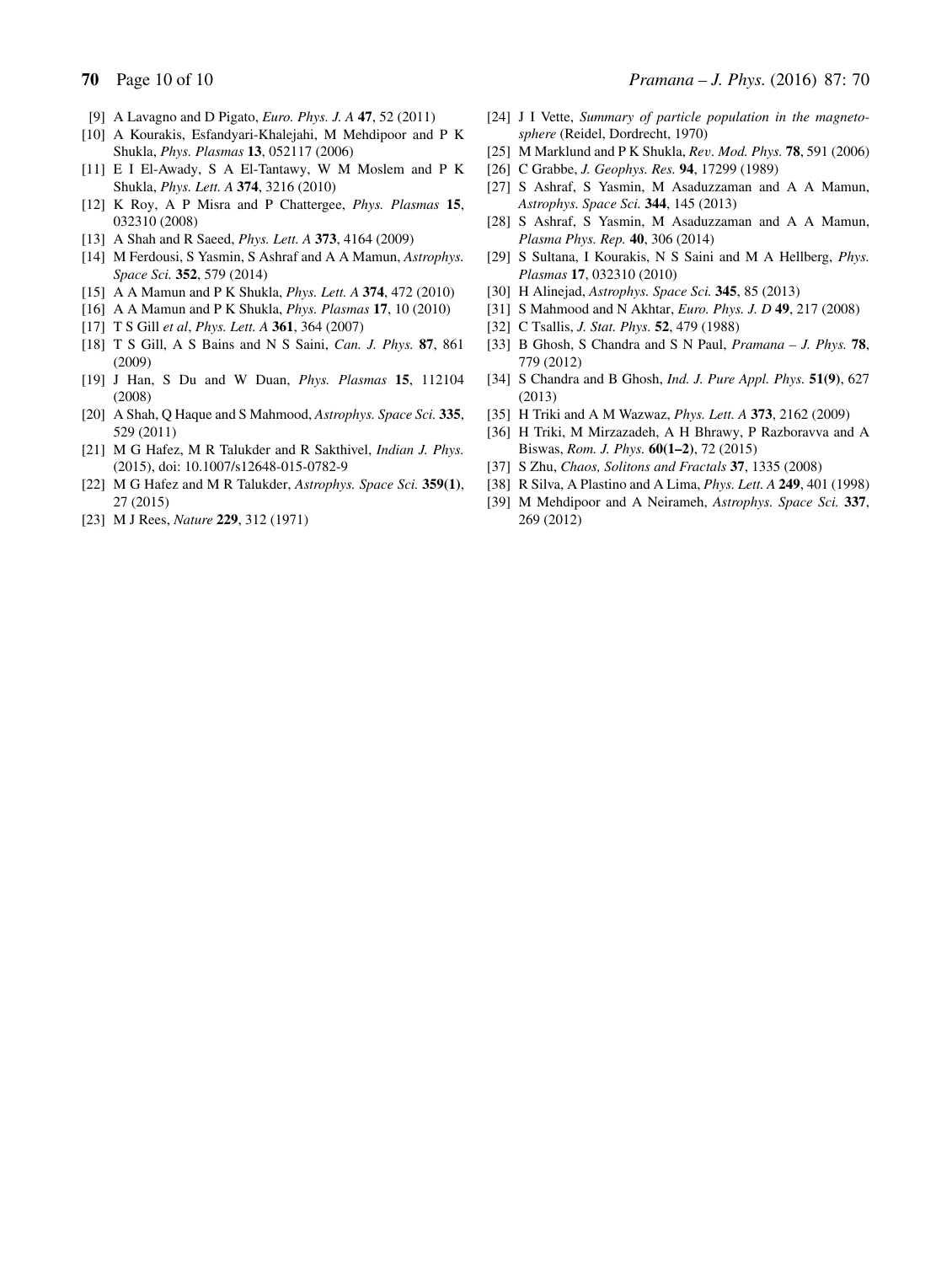[9] A Lavagno and D Pigato, *Euro. Phys. J. A* **47**, 52 (2011)

[10] A Kourakis, Esfandyari-Khalejahi, M Mehdipoor and P K Shukla, *Phys. Plasmas* **13**, 052117 (2006)

[11] E I El-Awady, S A El-Tantawy, W M Moslem and P K Shukla, *Phys. Lett. A* **374**, 3216 (2010)

[12] K Roy, A P Misra and P Chattergee, *Phys. Plasmas* **15**, 032310 (2008)

[13] A Shah and R Saeed, *Phys. Lett. A* **373**, 4164 (2009)

[14] M Ferdousi, S Yasmin, S Ashraf and A A Mamun, *Astrophys. Space Sci.* **352**, 579 (2014)

[15] A A Mamun and P K Shukla, *Phys. Lett. A* **374**, 472 (2010)

[16] A A Mamun and P K Shukla, *Phys. Plasmas* **17**, 10 (2010)

[17] T S Gill *et al*, *Phys. Lett. A* **361**, 364 (2007)

[18] T S Gill, A S Bains and N S Saini, *Can. J. Phys.* **87**, 861 (2009)

[19] J Han, S Du and W Duan, *Phys. Plasmas* **15**, 112104 (2008)

[20] A Shah, Q Haque and S Mahmood, *Astrophys. Space Sci.* **335**, 529 (2011)

[21] M G Hafez, M R Talukder and R Sakthivel, *Indian J. Phys.* (2015), doi: 10.1007/s12648-015-0782-9

[22] M G Hafez and M R Talukder, *Astrophys. Space Sci.* **359(1)**, 27 (2015)

[23] M J Rees, *Nature* **229**, 312 (1971)

[24] J I Vette, *Summary of particle population in the magnetosphere* (Reidel, Dordrecht, 1970)

[25] M Marklund and P K Shukla, *Rev. Mod. Phys.* **78**, 591 (2006)

[26] C Grabbe, *J. Geophys. Res.* **94**, 17299 (1989)

[27] S Ashraf, S Yasmin, M Asaduzzaman and A A Mamun, *Astrophys. Space Sci.* **344**, 145 (2013)

[28] S Ashraf, S Yasmin, M Asaduzzaman and A A Mamun, *Plasma Phys. Rep.* **40**, 306 (2014)

[29] S Sultana, I Kourakis, N S Saini and M A Hellberg, *Phys. Plasmas* **17**, 032310 (2010)

[30] H Alinejad, *Astrophys. Space Sci.* **345**, 85 (2013)

[31] S Mahmood and N Akhtar, *Euro. Phys. J. D* **49**, 217 (2008)

[32] C Tsallis, *J. Stat. Phys.* **52**, 479 (1988)

[33] B Ghosh, S Chandra and S N Paul, *Pramana – J. Phys.* **78**, 779 (2012)

[34] S Chandra and B Ghosh, *Ind. J. Pure Appl. Phys.* **51(9)**, 627 (2013)

[35] H Triki and A M Wazwaz, *Phys. Lett. A* **373**, 2162 (2009)

[36] H Triki, M Mirzazadeh, A H Bhrawy, P Razboravva and A Biswas, *Rom. J. Phys.* **60(1–2)**, 72 (2015)

[37] S Zhu, *Chaos, Solitons and Fractals* **37**, 1335 (2008)

[38] R Silva, A Plastino and A Lima, *Phys. Lett. A* **249**, 401 (1998)

[39] M Mehdipoor and A Neirameh, *Astrophys. Space Sci.* **337**, 269 (2012)